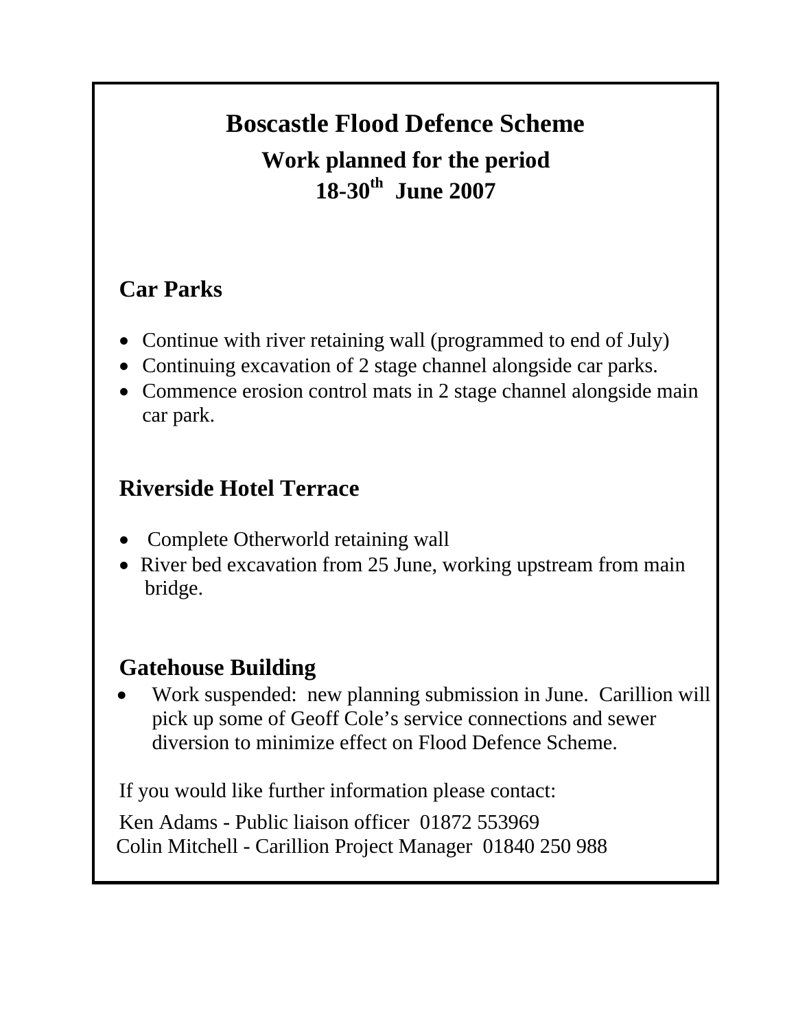# Boscastle Flood Defence Scheme

## Work planned for the period 18-30th June 2007

### Car Parks

- Continue with river retaining wall (programmed to end of July)
- Continuing excavation of 2 stage channel alongside car parks.
- Commence erosion control mats in 2 stage channel alongside main car park.

### Riverside Hotel Terrace

- Complete Otherworld retaining wall
- River bed excavation from 25 June, working upstream from main bridge.

### Gatehouse Building

- Work suspended: new planning submission in June. Carillion will pick up some of Geoff Cole's service connections and sewer diversion to minimize effect on Flood Defence Scheme.

If you would like further information please contact:

Ken Adams - Public liaison officer 01872 553969
Colin Mitchell - Carillion Project Manager 01840 250 988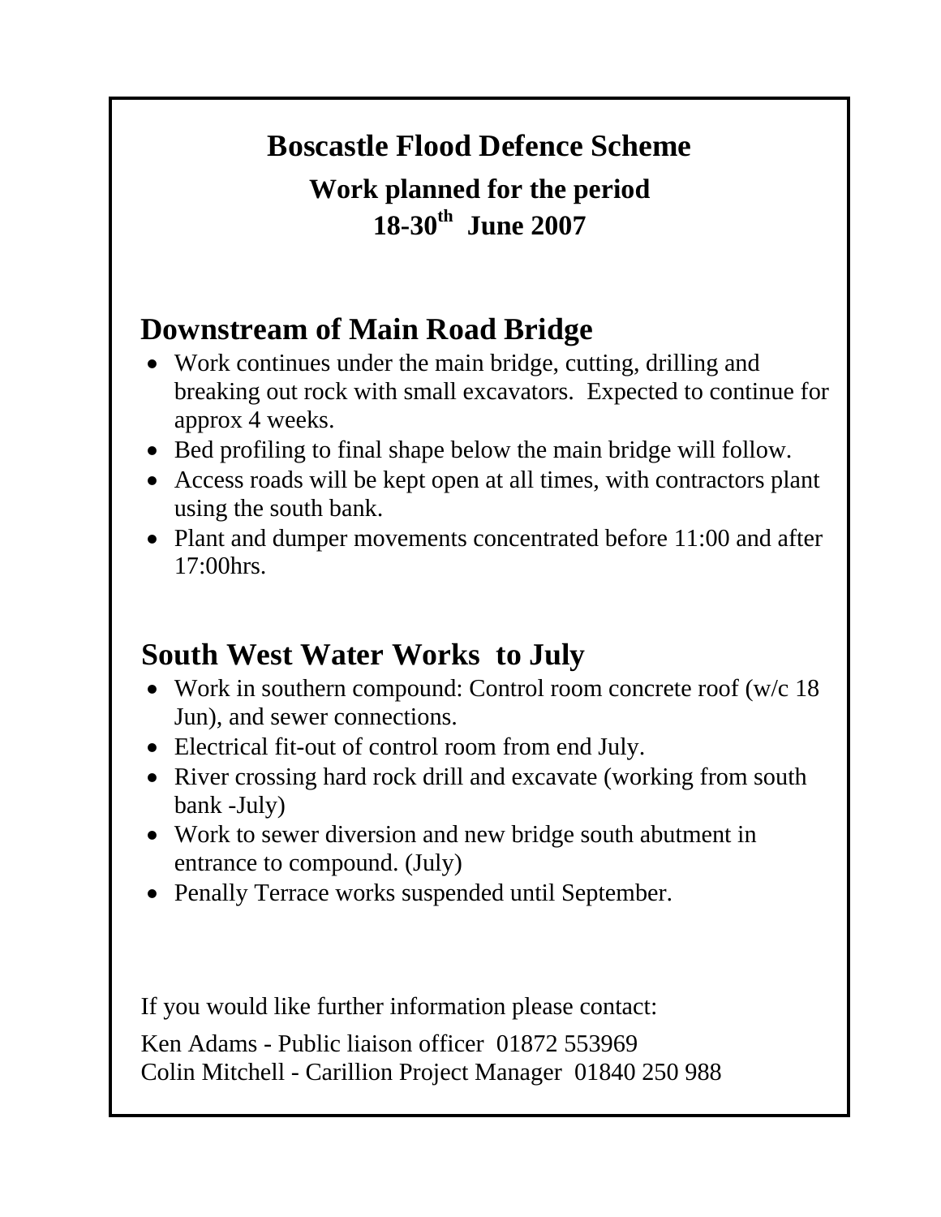# Boscastle Flood Defence Scheme

## Work planned for the period
## 18-30th June 2007

## Downstream of Main Road Bridge

- Work continues under the main bridge, cutting, drilling and breaking out rock with small excavators. Expected to continue for approx 4 weeks.
- Bed profiling to final shape below the main bridge will follow.
- Access roads will be kept open at all times, with contractors plant using the south bank.
- Plant and dumper movements concentrated before 11:00 and after 17:00hrs.

## South West Water Works to July

- Work in southern compound: Control room concrete roof (w/c 18 Jun), and sewer connections.
- Electrical fit-out of control room from end July.
- River crossing hard rock drill and excavate (working from south bank -July)
- Work to sewer diversion and new bridge south abutment in entrance to compound. (July)
- Penally Terrace works suspended until September.

If you would like further information please contact:

Ken Adams - Public liaison officer 01872 553969
Colin Mitchell - Carillion Project Manager 01840 250 988